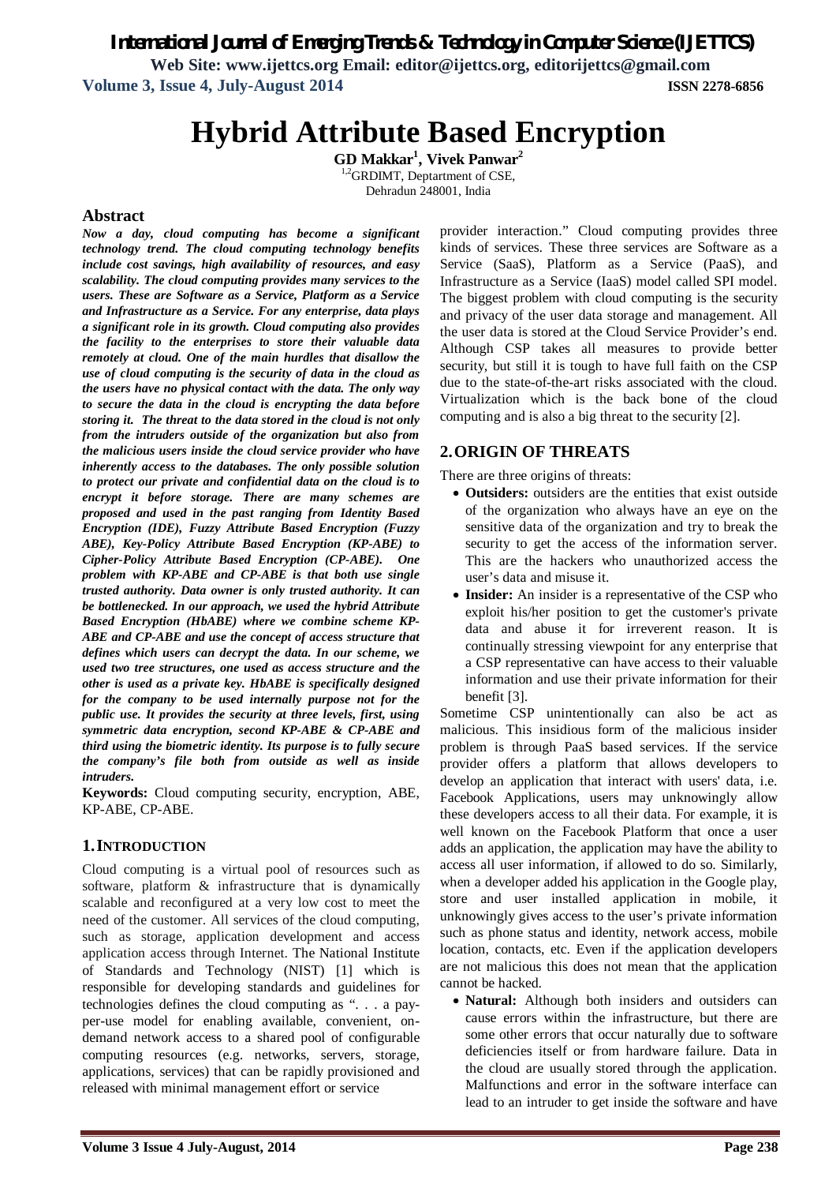# Hybrid Attribute Based Encryption

**GD Makkar[1], Vivek Panwar[2]**

[1,2]GRDIMT, Deptartment of CSE,
Dehradun 248001, India

## Abstract

***Now a day, cloud computing has become a significant technology trend. The cloud computing technology benefits include cost savings, high availability of resources, and easy scalability. The cloud computing provides many services to the users. These are Software as a Service, Platform as a Service and Infrastructure as a Service. For any enterprise, data plays a significant role in its growth. Cloud computing also provides the facility to the enterprises to store their valuable data remotely at cloud. One of the main hurdles that disallow the use of cloud computing is the security of data in the cloud as the users have no physical contact with the data. The only way to secure the data in the cloud is encrypting the data before storing it. The threat to the data stored in the cloud is not only from the intruders outside of the organization but also from the malicious users inside the cloud service provider who have inherently access to the databases. The only possible solution to protect our private and confidential data on the cloud is to encrypt it before storage. There are many schemes are proposed and used in the past ranging from Identity Based Encryption (IDE), Fuzzy Attribute Based Encryption (Fuzzy ABE), Key-Policy Attribute Based Encryption (KP-ABE) to Cipher-Policy Attribute Based Encryption (CP-ABE). One problem with KP-ABE and CP-ABE is that both use single trusted authority. Data owner is only trusted authority. It can be bottlenecked. In our approach, we used the hybrid Attribute Based Encryption (HbABE) where we combine scheme KP-ABE and CP-ABE and use the concept of access structure that defines which users can decrypt the data. In our scheme, we used two tree structures, one used as access structure and the other is used as a private key. HbABE is specifically designed for the company to be used internally purpose not for the public use. It provides the security at three levels, first, using symmetric data encryption, second KP-ABE & CP-ABE and third using the biometric identity. Its purpose is to fully secure the company's file both from outside as well as inside intruders.***

**Keywords:** Cloud computing security, encryption, ABE, KP-ABE, CP-ABE.

## 1. INTRODUCTION

Cloud computing is a virtual pool of resources such as software, platform & infrastructure that is dynamically scalable and reconfigured at a very low cost to meet the need of the customer. All services of the cloud computing, such as storage, application development and access application access through Internet. The National Institute of Standards and Technology (NIST) [1] which is responsible for developing standards and guidelines for technologies defines the cloud computing as ". . . a pay-per-use model for enabling available, convenient, on-demand network access to a shared pool of configurable computing resources (e.g. networks, servers, storage, applications, services) that can be rapidly provisioned and released with minimal management effort or service provider interaction." Cloud computing provides three kinds of services. These three services are Software as a Service (SaaS), Platform as a Service (PaaS), and Infrastructure as a Service (IaaS) model called SPI model. The biggest problem with cloud computing is the security and privacy of the user data storage and management. All the user data is stored at the Cloud Service Provider's end. Although CSP takes all measures to provide better security, but still it is tough to have full faith on the CSP due to the state-of-the-art risks associated with the cloud. Virtualization which is the back bone of the cloud computing and is also a big threat to the security [2].

## 2. ORIGIN OF THREATS

There are three origins of threats:

- **Outsiders:** outsiders are the entities that exist outside of the organization who always have an eye on the sensitive data of the organization and try to break the security to get the access of the information server. This are the hackers who unauthorized access the user's data and misuse it.
- **Insider:** An insider is a representative of the CSP who exploit his/her position to get the customer's private data and abuse it for irreverent reason. It is continually stressing viewpoint for any enterprise that a CSP representative can have access to their valuable information and use their private information for their benefit [3].

Sometime CSP unintentionally can also be act as malicious. This insidious form of the malicious insider problem is through PaaS based services. If the service provider offers a platform that allows developers to develop an application that interact with users' data, i.e. Facebook Applications, users may unknowingly allow these developers access to all their data. For example, it is well known on the Facebook Platform that once a user adds an application, the application may have the ability to access all user information, if allowed to do so. Similarly, when a developer added his application in the Google play, store and user installed application in mobile, it unknowingly gives access to the user's private information such as phone status and identity, network access, mobile location, contacts, etc. Even if the application developers are not malicious this does not mean that the application cannot be hacked.

- **Natural:** Although both insiders and outsiders can cause errors within the infrastructure, but there are some other errors that occur naturally due to software deficiencies itself or from hardware failure. Data in the cloud are usually stored through the application. Malfunctions and error in the software interface can lead to an intruder to get inside the software and have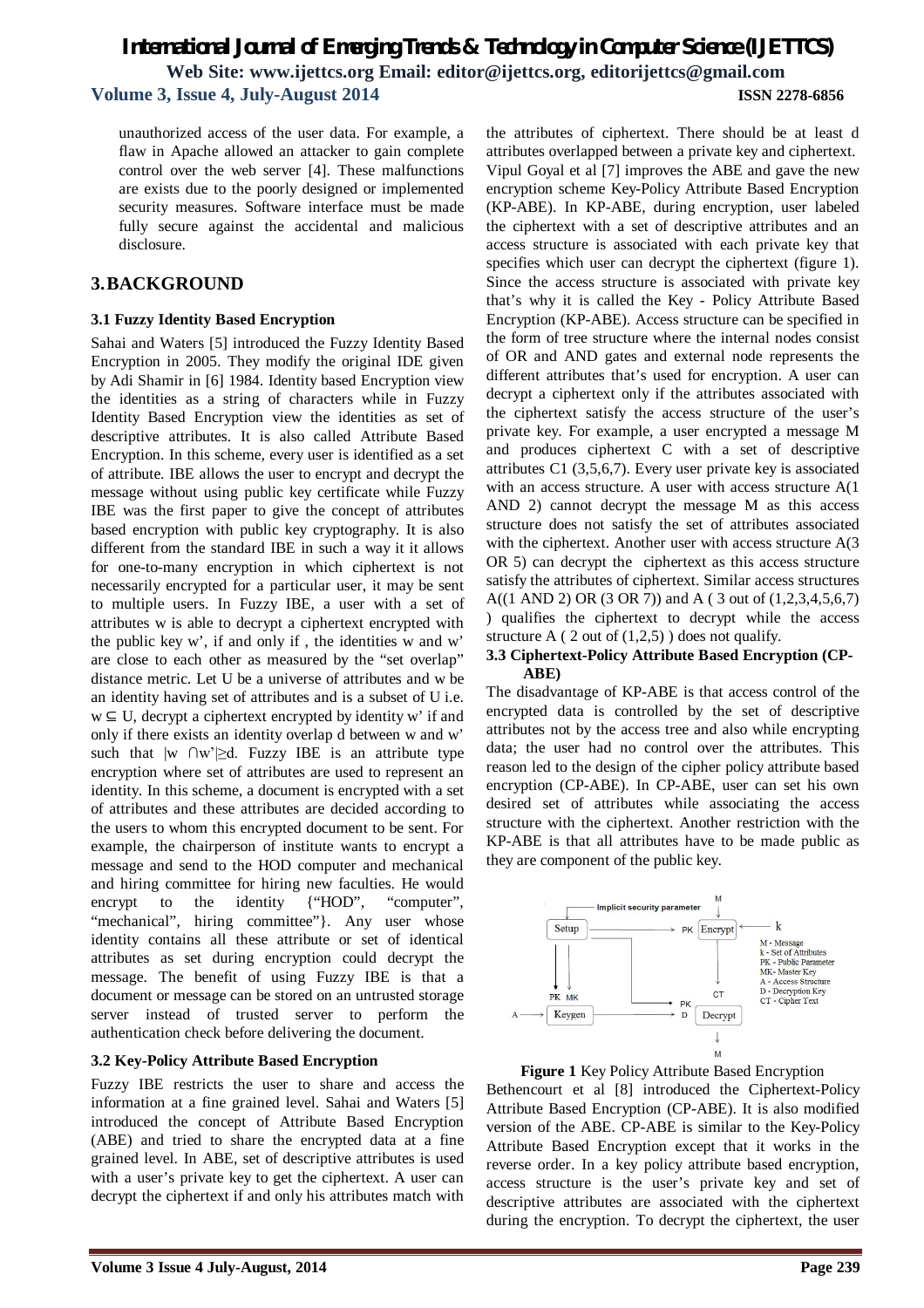unauthorized access of the user data. For example, a flaw in Apache allowed an attacker to gain complete control over the web server [4]. These malfunctions are exists due to the poorly designed or implemented security measures. Software interface must be made fully secure against the accidental and malicious disclosure.

## 3. BACKGROUND

### 3.1 Fuzzy Identity Based Encryption

Sahai and Waters [5] introduced the Fuzzy Identity Based Encryption in 2005. They modify the original IDE given by Adi Shamir in [6] 1984. Identity based Encryption view the identities as a string of characters while in Fuzzy Identity Based Encryption view the identities as set of descriptive attributes. It is also called Attribute Based Encryption. In this scheme, every user is identified as a set of attribute. IBE allows the user to encrypt and decrypt the message without using public key certificate while Fuzzy IBE was the first paper to give the concept of attributes based encryption with public key cryptography. It is also different from the standard IBE in such a way it it allows for one-to-many encryption in which ciphertext is not necessarily encrypted for a particular user, it may be sent to multiple users. In Fuzzy IBE, a user with a set of attributes w is able to decrypt a ciphertext encrypted with the public key w', if and only if , the identities w and w' are close to each other as measured by the "set overlap" distance metric. Let U be a universe of attributes and w be an identity having set of attributes and is a subset of U i.e. $w \subseteq U$, decrypt a ciphertext encrypted by identity w' if and only if there exists an identity overlap d between w and w' such that $|w \cap w'| \geq d$. Fuzzy IBE is an attribute type encryption where set of attributes are used to represent an identity. In this scheme, a document is encrypted with a set of attributes and these attributes are decided according to the users to whom this encrypted document to be sent. For example, the chairperson of institute wants to encrypt a message and send to the HOD computer and mechanical and hiring committee for hiring new faculties. He would encrypt to the identity {"HOD", "computer", "mechanical", hiring committee"}. Any user whose identity contains all these attribute or set of identical attributes as set during encryption could decrypt the message. The benefit of using Fuzzy IBE is that a document or message can be stored on an untrusted storage server instead of trusted server to perform the authentication check before delivering the document.

### 3.2 Key-Policy Attribute Based Encryption

Fuzzy IBE restricts the user to share and access the information at a fine grained level. Sahai and Waters [5] introduced the concept of Attribute Based Encryption (ABE) and tried to share the encrypted data at a fine grained level. In ABE, set of descriptive attributes is used with a user's private key to get the ciphertext. A user can decrypt the ciphertext if and only his attributes match with the attributes of ciphertext. There should be at least d attributes overlapped between a private key and ciphertext. Vipul Goyal et al [7] improves the ABE and gave the new encryption scheme Key-Policy Attribute Based Encryption (KP-ABE). In KP-ABE, during encryption, user labeled the ciphertext with a set of descriptive attributes and an access structure is associated with each private key that specifies which user can decrypt the ciphertext (figure 1). Since the access structure is associated with private key that's why it is called the Key - Policy Attribute Based Encryption (KP-ABE). Access structure can be specified in the form of tree structure where the internal nodes consist of OR and AND gates and external node represents the different attributes that's used for encryption. A user can decrypt a ciphertext only if the attributes associated with the ciphertext satisfy the access structure of the user's private key. For example, a user encrypted a message M and produces ciphertext C with a set of descriptive attributes C1 (3,5,6,7). Every user private key is associated with an access structure. A user with access structure A(1 AND 2) cannot decrypt the message M as this access structure does not satisfy the set of attributes associated with the ciphertext. Another user with access structure A(3 OR 5) can decrypt the ciphertext as this access structure satisfy the attributes of ciphertext. Similar access structures A((1 AND 2) OR (3 OR 7)) and A ( 3 out of (1,2,3,4,5,6,7) ) qualifies the ciphertext to decrypt while the access structure A ( 2 out of (1,2,5) ) does not qualify.

### 3.3 Ciphertext-Policy Attribute Based Encryption (CP-ABE)

The disadvantage of KP-ABE is that access control of the encrypted data is controlled by the set of descriptive attributes not by the access tree and also while encrypting data; the user had no control over the attributes. This reason led to the design of the cipher policy attribute based encryption (CP-ABE). In CP-ABE, user can set his own desired set of attributes while associating the access structure with the ciphertext. Another restriction with the KP-ABE is that all attributes have to be made public as they are component of the public key.

**Figure 1** Key Policy Attribute Based Encryption

Bethencourt et al [8] introduced the Ciphertext-Policy Attribute Based Encryption (CP-ABE). It is also modified version of the ABE. CP-ABE is similar to the Key-Policy Attribute Based Encryption except that it works in the reverse order. In a key policy attribute based encryption, access structure is the user's private key and set of descriptive attributes are associated with the ciphertext during the encryption. To decrypt the ciphertext, the user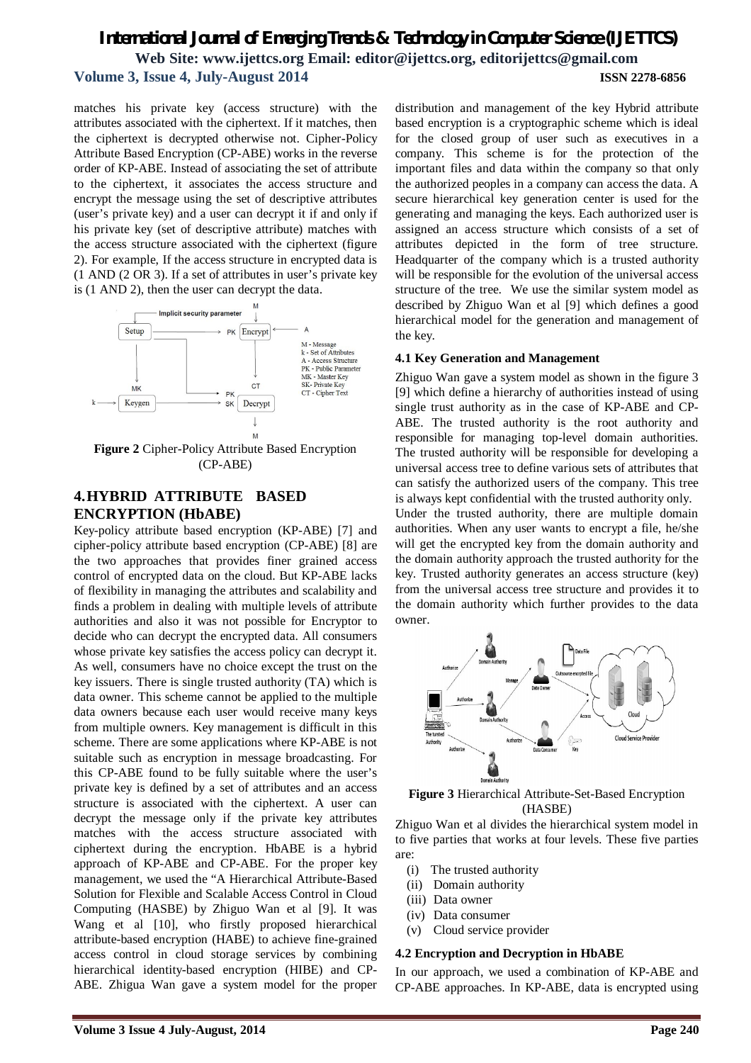matches his private key (access structure) with the attributes associated with the ciphertext. If it matches, then the ciphertext is decrypted otherwise not. Cipher-Policy Attribute Based Encryption (CP-ABE) works in the reverse order of KP-ABE. Instead of associating the set of attribute to the ciphertext, it associates the access structure and encrypt the message using the set of descriptive attributes (user's private key) and a user can decrypt it if and only if his private key (set of descriptive attribute) matches with the access structure associated with the ciphertext (figure 2). For example, If the access structure in encrypted data is (1 AND (2 OR 3). If a set of attributes in user's private key is (1 AND 2), then the user can decrypt the data.

**Figure 2** Cipher-Policy Attribute Based Encryption (CP-ABE)

## 4. HYBRID ATTRIBUTE BASED ENCRYPTION (HbABE)

Key-policy attribute based encryption (KP-ABE) [7] and cipher-policy attribute based encryption (CP-ABE) [8] are the two approaches that provides finer grained access control of encrypted data on the cloud. But KP-ABE lacks of flexibility in managing the attributes and scalability and finds a problem in dealing with multiple levels of attribute authorities and also it was not possible for Encryptor to decide who can decrypt the encrypted data. All consumers whose private key satisfies the access policy can decrypt it. As well, consumers have no choice except the trust on the key issuers. There is single trusted authority (TA) which is data owner. This scheme cannot be applied to the multiple data owners because each user would receive many keys from multiple owners. Key management is difficult in this scheme. There are some applications where KP-ABE is not suitable such as encryption in message broadcasting. For this CP-ABE found to be fully suitable where the user's private key is defined by a set of attributes and an access structure is associated with the ciphertext. A user can decrypt the message only if the private key attributes matches with the access structure associated with ciphertext during the encryption. HbABE is a hybrid approach of KP-ABE and CP-ABE. For the proper key management, we used the "A Hierarchical Attribute-Based Solution for Flexible and Scalable Access Control in Cloud Computing (HASBE) by Zhiguo Wan et al [9]. It was Wang et al [10], who firstly proposed hierarchical attribute-based encryption (HABE) to achieve fine-grained access control in cloud storage services by combining hierarchical identity-based encryption (HIBE) and CP-ABE. Zhigua Wan gave a system model for the proper distribution and management of the key Hybrid attribute based encryption is a cryptographic scheme which is ideal for the closed group of user such as executives in a company. This scheme is for the protection of the important files and data within the company so that only the authorized peoples in a company can access the data. A secure hierarchical key generation center is used for the generating and managing the keys. Each authorized user is assigned an access structure which consists of a set of attributes depicted in the form of tree structure. Headquarter of the company which is a trusted authority will be responsible for the evolution of the universal access structure of the tree. We use the similar system model as described by Zhiguo Wan et al [9] which defines a good hierarchical model for the generation and management of the key.

### 4.1 Key Generation and Management

Zhiguo Wan gave a system model as shown in the figure 3 [9] which define a hierarchy of authorities instead of using single trust authority as in the case of KP-ABE and CP-ABE. The trusted authority is the root authority and responsible for managing top-level domain authorities. The trusted authority will be responsible for developing a universal access tree to define various sets of attributes that can satisfy the authorized users of the company. This tree is always kept confidential with the trusted authority only.

Under the trusted authority, there are multiple domain authorities. When any user wants to encrypt a file, he/she will get the encrypted key from the domain authority and the domain authority approach the trusted authority for the key. Trusted authority generates an access structure (key) from the universal access tree structure and provides it to the domain authority which further provides to the data owner.

**Figure 3** Hierarchical Attribute-Set-Based Encryption (HASBE)

Zhiguo Wan et al divides the hierarchical system model in to five parties that works at four levels. These five parties are:

(i) The trusted authority
(ii) Domain authority
(iii) Data owner
(iv) Data consumer
(v) Cloud service provider

### 4.2 Encryption and Decryption in HbABE

In our approach, we used a combination of KP-ABE and CP-ABE approaches. In KP-ABE, data is encrypted using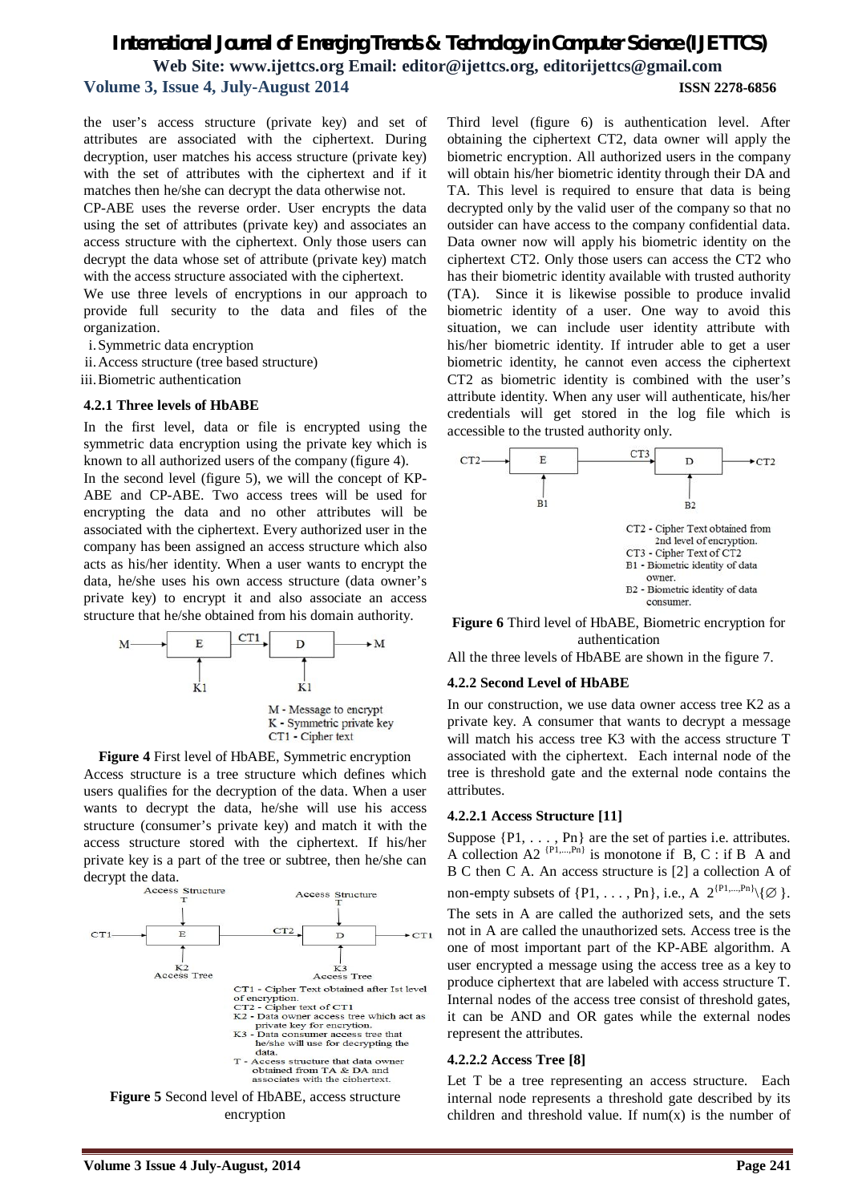the user's access structure (private key) and set of attributes are associated with the ciphertext. During decryption, user matches his access structure (private key) with the set of attributes with the ciphertext and if it matches then he/she can decrypt the data otherwise not.

CP-ABE uses the reverse order. User encrypts the data using the set of attributes (private key) and associates an access structure with the ciphertext. Only those users can decrypt the data whose set of attribute (private key) match with the access structure associated with the ciphertext.

We use three levels of encryptions in our approach to provide full security to the data and files of the organization.

i. Symmetric data encryption
ii. Access structure (tree based structure)
iii. Biometric authentication

#### 4.2.1 Three levels of HbABE

In the first level, data or file is encrypted using the symmetric data encryption using the private key which is known to all authorized users of the company (figure 4).

In the second level (figure 5), we will the concept of KP-ABE and CP-ABE. Two access trees will be used for encrypting the data and no other attributes will be associated with the ciphertext. Every authorized user in the company has been assigned an access structure which also acts as his/her identity. When a user wants to encrypt the data, he/she uses his own access structure (data owner's private key) to encrypt it and also associate an access structure that he/she obtained from his domain authority.

M - Message to encrypt
K - Symmetric private key
CT1 - Cipher text

**Figure 4** First level of HbABE, Symmetric encryption

Access structure is a tree structure which defines which users qualifies for the decryption of the data. When a user wants to decrypt the data, he/she will use his access structure (consumer's private key) and match it with the access structure stored with the ciphertext. If his/her private key is a part of the tree or subtree, then he/she can decrypt the data.

CT1 - Cipher Text obtained after Ist level of encryption.
CT2 - Cipher text of CT1
K2 - Data owner access tree which act as private key for encrytion.
K3 - Data consumer access tree that he/she will use for decrypting the data.
T - Access structure that data owner obtained from TA & DA and associates with the ciphertext.

**Figure 5** Second level of HbABE, access structure encryption

Third level (figure 6) is authentication level. After obtaining the ciphertext CT2, data owner will apply the biometric encryption. All authorized users in the company will obtain his/her biometric identity through their DA and TA. This level is required to ensure that data is being decrypted only by the valid user of the company so that no outsider can have access to the company confidential data. Data owner now will apply his biometric identity on the ciphertext CT2. Only those users can access the CT2 who has their biometric identity available with trusted authority (TA). Since it is likewise possible to produce invalid biometric identity of a user. One way to avoid this situation, we can include user identity attribute with his/her biometric identity. If intruder able to get a user biometric identity, he cannot even access the ciphertext CT2 as biometric identity is combined with the user's attribute identity. When any user will authenticate, his/her credentials will get stored in the log file which is accessible to the trusted authority only.

CT2 - Cipher Text obtained from 2nd level of encryption.
CT3 - Cipher Text of CT2
B1 - Biometric identity of data owner.
B2 - Biometric identity of data consumer.

**Figure 6** Third level of HbABE, Biometric encryption for authentication

All the three levels of HbABE are shown in the figure 7.

#### 4.2.2 Second Level of HbABE

In our construction, we use data owner access tree K2 as a private key. A consumer that wants to decrypt a message will match his access tree K3 with the access structure T associated with the ciphertext. Each internal node of the tree is threshold gate and the external node contains the attributes.

##### 4.2.2.1 Access Structure [11]

Suppose $\{P1, \ldots, Pn\}$ are the set of parties i.e. attributes. A collection $A2^{\{P1,\ldots,Pn\}}$ is monotone if B, C : if B A and B C then C A. An access structure is [2] a collection A of non-empty subsets of $\{P1, \ldots, Pn\}$, i.e., A $2^{\{P1,\ldots,Pn\}} \backslash \{\varnothing\}$. The sets in A are called the authorized sets, and the sets not in A are called the unauthorized sets. Access tree is the one of most important part of the KP-ABE algorithm. A user encrypted a message using the access tree as a key to produce ciphertext that are labeled with access structure T. Internal nodes of the access tree consist of threshold gates, it can be AND and OR gates while the external nodes represent the attributes.

##### 4.2.2.2 Access Tree [8]

Let T be a tree representing an access structure. Each internal node represents a threshold gate described by its children and threshold value. If num(x) is the number of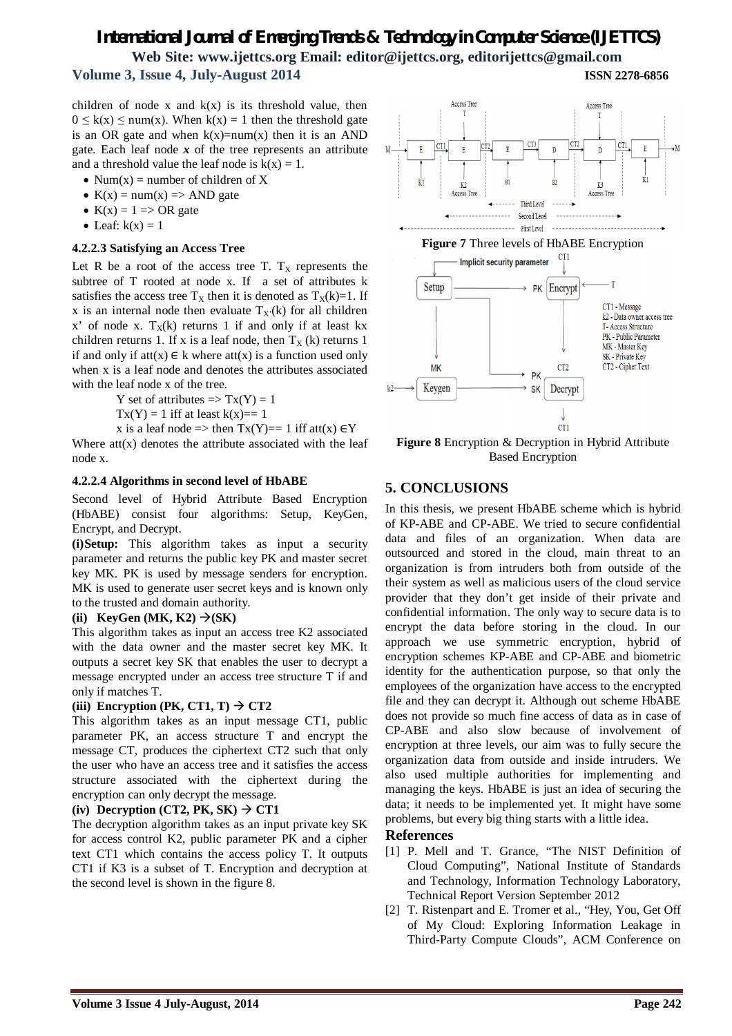children of node x and k(x) is its threshold value, then $0 \leq k(x) \leq num(x)$. When $k(x) = 1$ then the threshold gate is an OR gate and when $k(x)=num(x)$ then it is an AND gate. Each leaf node ***x*** of the tree represents an attribute and a threshold value the leaf node is $k(x) = 1$.

- Num(x) = number of children of X
- K(x) = num(x) => AND gate
- K(x) = 1 => OR gate
- Leaf: k(x) = 1

#### 4.2.2.3 Satisfying an Access Tree

Let R be a root of the access tree T. $T_X$ represents the subtree of T rooted at node x. If a set of attributes k satisfies the access tree $T_X$ then it is denoted as $T_X(k)=1$. If x is an internal node then evaluate $T_{X'}(k)$ for all children x' of node x. $T_X(k)$ returns 1 if and only if at least kx children returns 1. If x is a leaf node, then $T_X$ (k) returns 1 if and only if $att(x) \in k$ where att(x) is a function used only when x is a leaf node and denotes the attributes associated with the leaf node x of the tree.

Y set of attributes => Tx(Y) = 1

Tx(Y) = 1 iff at least k(x)== 1

x is a leaf node => then Tx(Y)== 1 iff $att(x) \in Y$

Where att(x) denotes the attribute associated with the leaf node x.

#### 4.2.2.4 Algorithms in second level of HbABE

Second level of Hybrid Attribute Based Encryption (HbABE) consist four algorithms: Setup, KeyGen, Encrypt, and Decrypt.

**(i)Setup:** This algorithm takes as input a security parameter and returns the public key PK and master secret key MK. PK is used by message senders for encryption. MK is used to generate user secret keys and is known only to the trusted and domain authority.

**(ii) KeyGen (MK, K2) →(SK)**

This algorithm takes as input an access tree K2 associated with the data owner and the master secret key MK. It outputs a secret key SK that enables the user to decrypt a message encrypted under an access tree structure T if and only if matches T.

**(iii) Encryption (PK, CT1, T) → CT2**

This algorithm takes as an input message CT1, public parameter PK, an access structure T and encrypt the message CT, produces the ciphertext CT2 such that only the user who have an access tree and it satisfies the access structure associated with the ciphertext during the encryption can only decrypt the message.

**(iv) Decryption (CT2, PK, SK) → CT1**

The decryption algorithm takes as an input private key SK for access control K2, public parameter PK and a cipher text CT1 which contains the access policy T. It outputs CT1 if K3 is a subset of T. Encryption and decryption at the second level is shown in the figure 8.

**Figure 7** Three levels of HbABE Encryption

**Figure 8** Encryption & Decryption in Hybrid Attribute Based Encryption

## 5. CONCLUSIONS

In this thesis, we present HbABE scheme which is hybrid of KP-ABE and CP-ABE. We tried to secure confidential data and files of an organization. When data are outsourced and stored in the cloud, main threat to an organization is from intruders both from outside of the their system as well as malicious users of the cloud service provider that they don't get inside of their private and confidential information. The only way to secure data is to encrypt the data before storing in the cloud. In our approach we use symmetric encryption, hybrid of encryption schemes KP-ABE and CP-ABE and biometric identity for the authentication purpose, so that only the employees of the organization have access to the encrypted file and they can decrypt it. Although out scheme HbABE does not provide so much fine access of data as in case of CP-ABE and also slow because of involvement of encryption at three levels, our aim was to fully secure the organization data from outside and inside intruders. We also used multiple authorities for implementing and managing the keys. HbABE is just an idea of securing the data; it needs to be implemented yet. It might have some problems, but every big thing starts with a little idea.

## References

[1] P. Mell and T. Grance, "The NIST Definition of Cloud Computing", National Institute of Standards and Technology, Information Technology Laboratory, Technical Report Version September 2012

[2] T. Ristenpart and E. Tromer et al., "Hey, You, Get Off of My Cloud: Exploring Information Leakage in Third-Party Compute Clouds", ACM Conference on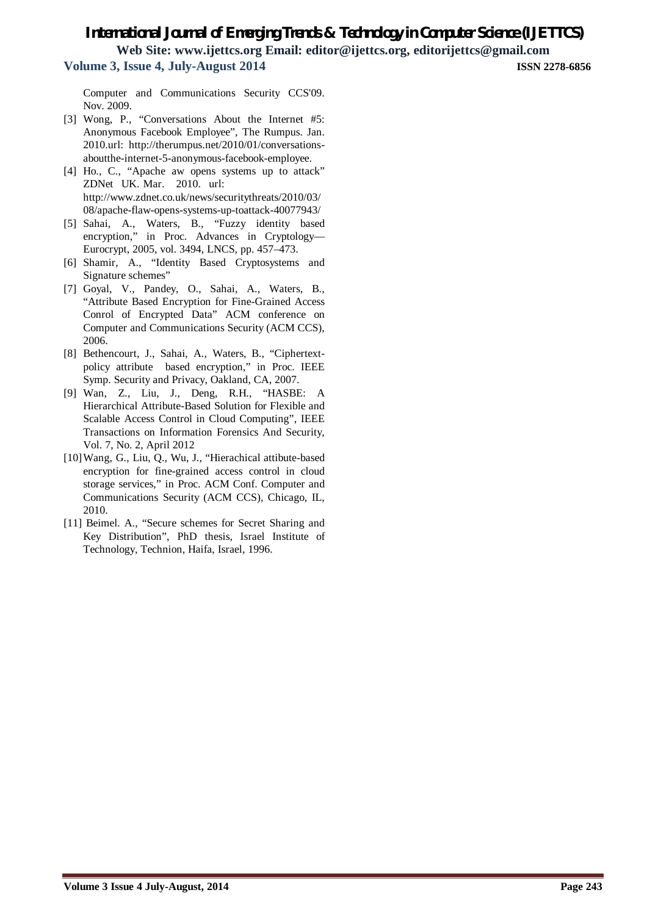Computer and Communications Security CCS'09. Nov. 2009.

[3] Wong, P., "Conversations About the Internet #5: Anonymous Facebook Employee", The Rumpus. Jan. 2010.url: http://therumpus.net/2010/01/conversations-aboutthe-internet-5-anonymous-facebook-employee.

[4] Ho., C., "Apache aw opens systems up to attack" ZDNet UK. Mar. 2010. url: http://www.zdnet.co.uk/news/securitythreats/2010/03/08/apache-flaw-opens-systems-up-toattack-40077943/

[5] Sahai, A., Waters, B., "Fuzzy identity based encryption," in Proc. Advances in Cryptology—Eurocrypt, 2005, vol. 3494, LNCS, pp. 457–473.

[6] Shamir, A., "Identity Based Cryptosystems and Signature schemes"

[7] Goyal, V., Pandey, O., Sahai, A., Waters, B., "Attribute Based Encryption for Fine-Grained Access Conrol of Encrypted Data" ACM conference on Computer and Communications Security (ACM CCS), 2006.

[8] Bethencourt, J., Sahai, A., Waters, B., "Ciphertext-policy attribute based encryption," in Proc. IEEE Symp. Security and Privacy, Oakland, CA, 2007.

[9] Wan, Z., Liu, J., Deng, R.H., "HASBE: A Hierarchical Attribute-Based Solution for Flexible and Scalable Access Control in Cloud Computing", IEEE Transactions on Information Forensics And Security, Vol. 7, No. 2, April 2012

[10] Wang, G., Liu, Q., Wu, J., "Hierachical attibute-based encryption for fine-grained access control in cloud storage services," in Proc. ACM Conf. Computer and Communications Security (ACM CCS), Chicago, IL, 2010.

[11] Beimel. A., "Secure schemes for Secret Sharing and Key Distribution", PhD thesis, Israel Institute of Technology, Technion, Haifa, Israel, 1996.